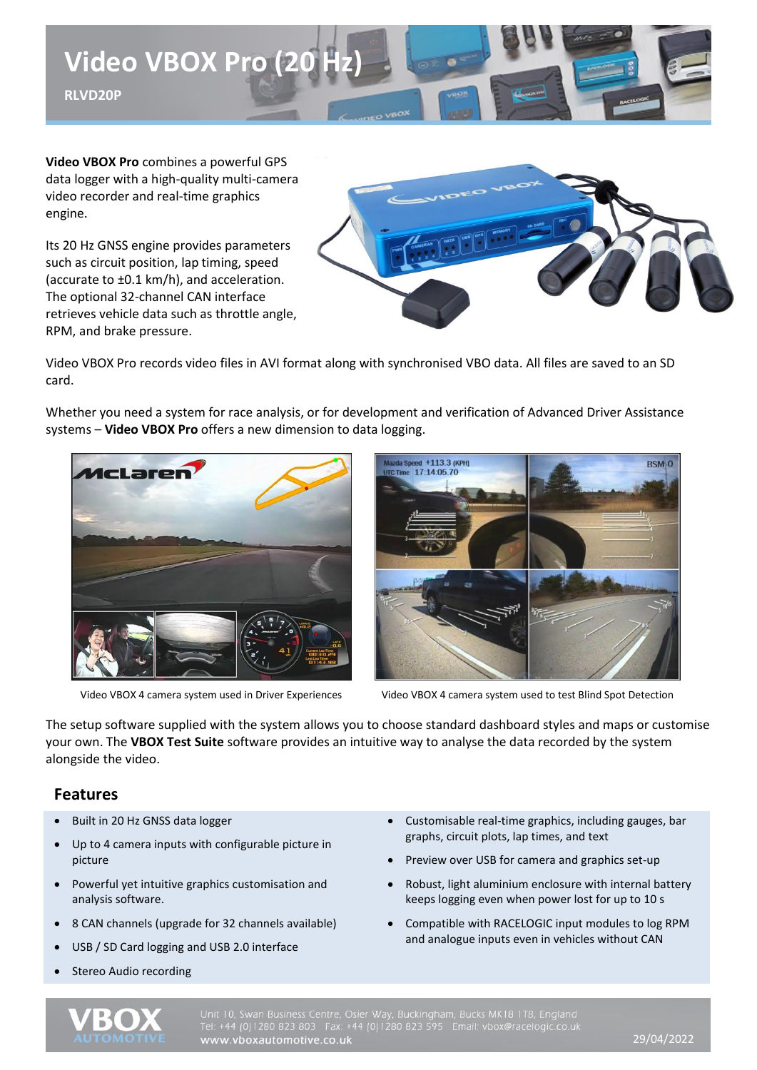# Video VBOX Pro (20 Hz)

**RLVD20P**

**Video VBOX Pro** combines a powerful GPS data logger with a high-quality multi-camera video recorder and real-time graphics engine.

Its 20 Hz GNSS engine provides parameters such as circuit position, lap timing, speed (accurate to ±0.1 km/h), and acceleration. The optional 32-channel CAN interface retrieves vehicle data such as throttle angle, RPM, and brake pressure.

Video VBOX Pro records video files in AVI format along with synchronised VBO data. All files are saved to an SD card.

Whether you need a system for race analysis, or for development and verification of Advanced Driver Assistance systems – **Video VBOX Pro** offers a new dimension to data logging.

Video VBOX 4 camera system used in Driver Experiences

Video VBOX 4 camera system used to test Blind Spot Detection

The setup software supplied with the system allows you to choose standard dashboard styles and maps or customise your own. The **VBOX Test Suite** software provides an intuitive way to analyse the data recorded by the system alongside the video.

## Features

- Built in 20 Hz GNSS data logger
- Up to 4 camera inputs with configurable picture in picture
- Powerful yet intuitive graphics customisation and analysis software.
- 8 CAN channels (upgrade for 32 channels available)
- USB / SD Card logging and USB 2.0 interface
- Stereo Audio recording
- Customisable real-time graphics, including gauges, bar graphs, circuit plots, lap times, and text
- Preview over USB for camera and graphics set-up
- Robust, light aluminium enclosure with internal battery keeps logging even when power lost for up to 10 s
- Compatible with RACELOGIC input modules to log RPM and analogue inputs even in vehicles without CAN

Unit 10, Swan Business Centre, Osier Way, Buckingham, Bucks MK18 1TB, England
Tel: +44 (0)1280 823 803 Fax: +44 (0)1280 823 595 Email: vbox@racelogic.co.uk
www.vboxautomotive.co.uk

29/04/2022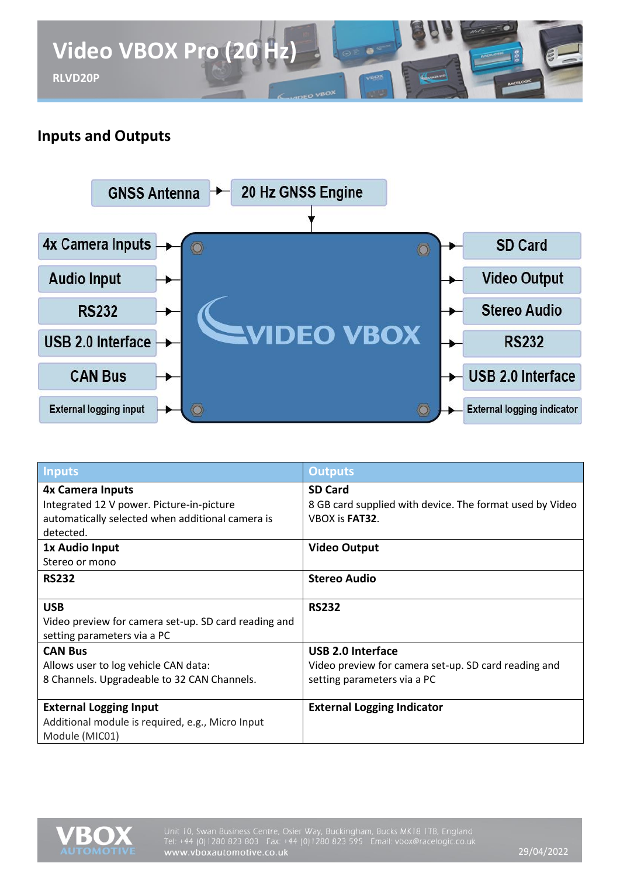## Inputs and Outputs

| Inputs | Outputs |
|---|---|
| **4x Camera Inputs**<br>Integrated 12 V power. Picture-in-picture automatically selected when additional camera is detected. | **SD Card**<br>8 GB card supplied with device. The format used by Video VBOX is **FAT32**. |
| **1x Audio Input**<br>Stereo or mono | **Video Output** |
| **RS232** | **Stereo Audio** |
| **USB**<br>Video preview for camera set-up. SD card reading and setting parameters via a PC | **RS232** |
| **CAN Bus**<br>Allows user to log vehicle CAN data:<br>8 Channels. Upgradeable to 32 CAN Channels. | **USB 2.0 Interface**<br>Video preview for camera set-up. SD card reading and setting parameters via a PC |
| **External Logging Input**<br>Additional module is required, e.g., Micro Input Module (MIC01) | **External Logging Indicator** |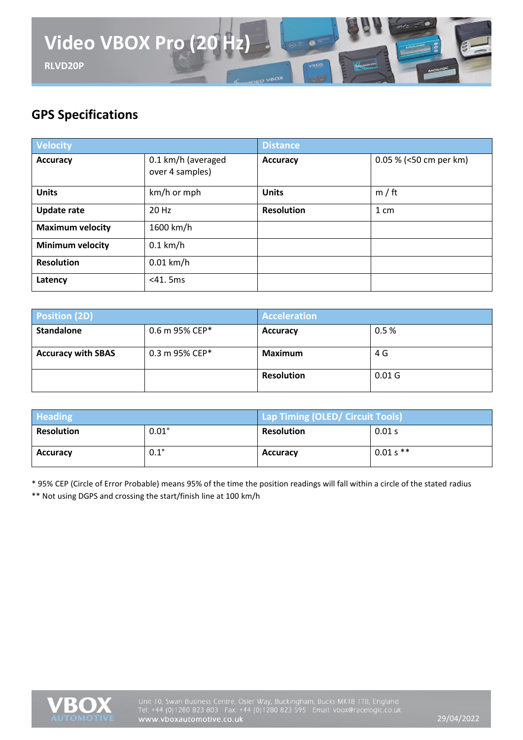# Video VBOX Pro (20 Hz)

**RLVD20P**

## GPS Specifications

| Velocity | | Distance | |
|---|---|---|---|
| **Accuracy** | 0.1 km/h (averaged over 4 samples) | **Accuracy** | 0.05 % (<50 cm per km) |
| **Units** | km/h or mph | **Units** | m / ft |
| **Update rate** | 20 Hz | **Resolution** | 1 cm |
| **Maximum velocity** | 1600 km/h | | |
| **Minimum velocity** | 0.1 km/h | | |
| **Resolution** | 0.01 km/h | | |
| **Latency** | <41. 5ms | | |

| Position (2D) | | Acceleration | |
|---|---|---|---|
| **Standalone** | 0.6 m 95% CEP* | **Accuracy** | 0.5 % |
| **Accuracy with SBAS** | 0.3 m 95% CEP* | **Maximum** | 4 G |
| | | **Resolution** | 0.01 G |

| Heading | | Lap Timing (OLED/ Circuit Tools) | |
|---|---|---|---|
| **Resolution** | 0.01° | **Resolution** | 0.01 s |
| **Accuracy** | 0.1° | **Accuracy** | 0.01 s ** |

* 95% CEP (Circle of Error Probable) means 95% of the time the position readings will fall within a circle of the stated radius

** Not using DGPS and crossing the start/finish line at 100 km/h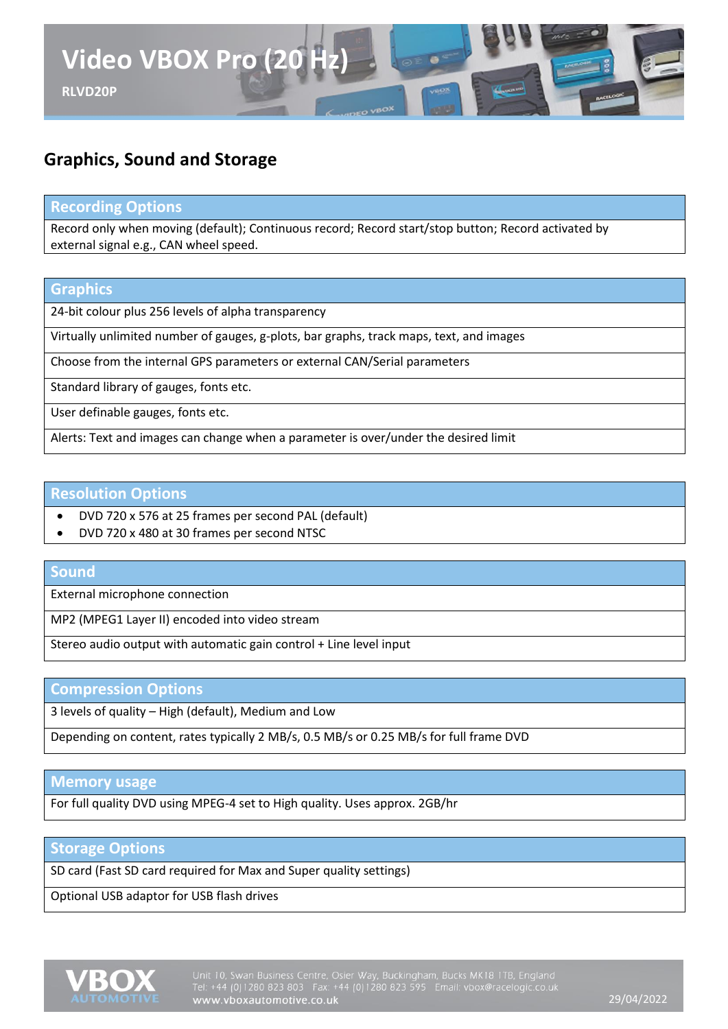## Graphics, Sound and Storage

| Recording Options |
| --- |
| Record only when moving (default); Continuous record; Record start/stop button; Record activated by external signal e.g., CAN wheel speed. |

| Graphics |
| --- |
| 24-bit colour plus 256 levels of alpha transparency |
| Virtually unlimited number of gauges, g-plots, bar graphs, track maps, text, and images |
| Choose from the internal GPS parameters or external CAN/Serial parameters |
| Standard library of gauges, fonts etc. |
| User definable gauges, fonts etc. |
| Alerts: Text and images can change when a parameter is over/under the desired limit |

| Resolution Options |
| --- |
| • DVD 720 x 576 at 25 frames per second PAL (default)<br>• DVD 720 x 480 at 30 frames per second NTSC |

| Sound |
| --- |
| External microphone connection |
| MP2 (MPEG1 Layer II) encoded into video stream |
| Stereo audio output with automatic gain control + Line level input |

| Compression Options |
| --- |
| 3 levels of quality – High (default), Medium and Low |
| Depending on content, rates typically 2 MB/s, 0.5 MB/s or 0.25 MB/s for full frame DVD |

| Memory usage |
| --- |
| For full quality DVD using MPEG-4 set to High quality. Uses approx. 2GB/hr |

| Storage Options |
| --- |
| SD card (Fast SD card required for Max and Super quality settings) |
| Optional USB adaptor for USB flash drives |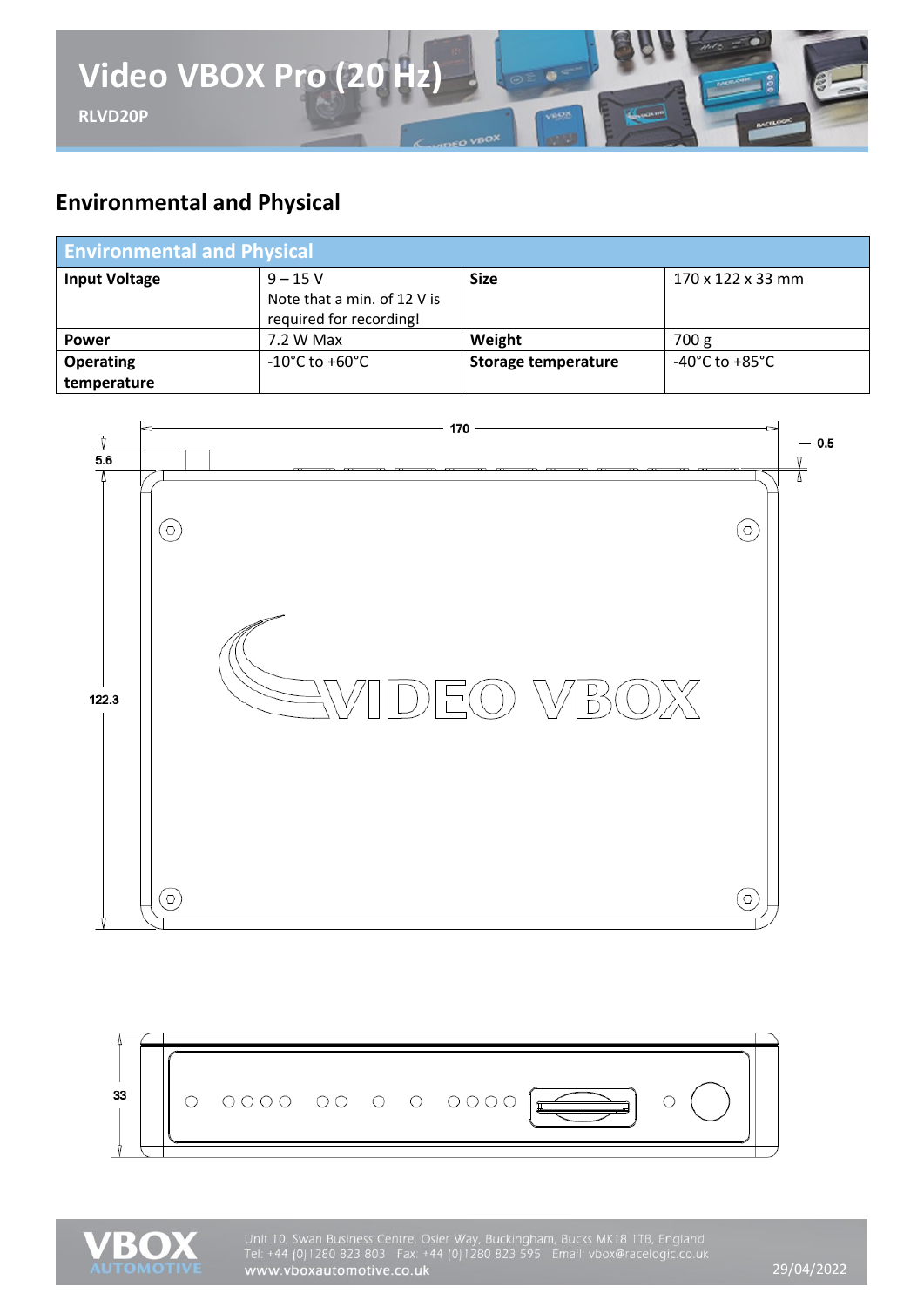## Environmental and Physical

| Environmental and Physical | | | |
|---|---|---|---|
| **Input Voltage** | 9 – 15 V<br>Note that a min. of 12 V is required for recording! | **Size** | 170 x 122 x 33 mm |
| **Power** | 7.2 W Max | **Weight** | 700 g |
| **Operating temperature** | -10°C to +60°C | **Storage temperature** | -40°C to +85°C |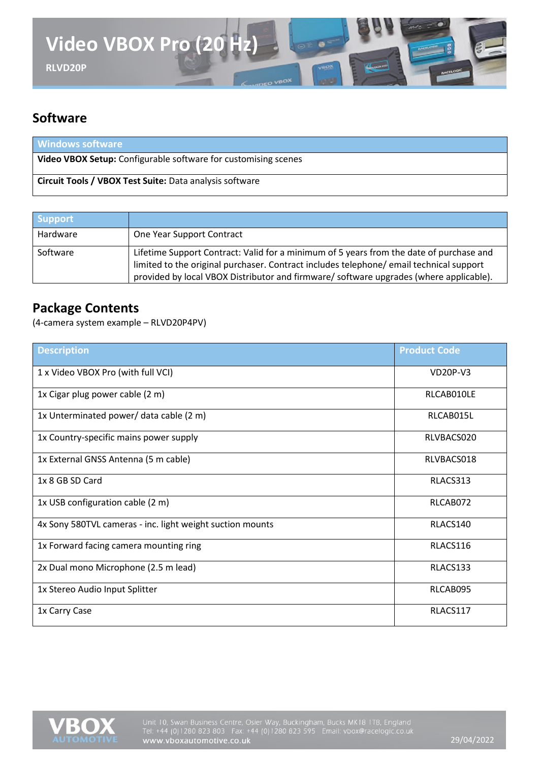## Software

| Windows software |
|---|
| **Video VBOX Setup:** Configurable software for customising scenes |
| **Circuit Tools / VBOX Test Suite:** Data analysis software |

| Support | |
|---|---|
| Hardware | One Year Support Contract |
| Software | Lifetime Support Contract: Valid for a minimum of 5 years from the date of purchase and limited to the original purchaser. Contract includes telephone/ email technical support provided by local VBOX Distributor and firmware/ software upgrades (where applicable). |

## Package Contents

(4-camera system example – RLVD20P4PV)

| Description | Product Code |
|---|---|
| 1 x Video VBOX Pro (with full VCI) | VD20P-V3 |
| 1x Cigar plug power cable (2 m) | RLCAB010LE |
| 1x Unterminated power/ data cable (2 m) | RLCAB015L |
| 1x Country-specific mains power supply | RLVBACS020 |
| 1x External GNSS Antenna (5 m cable) | RLVBACS018 |
| 1x 8 GB SD Card | RLACS313 |
| 1x USB configuration cable (2 m) | RLCAB072 |
| 4x Sony 580TVL cameras - inc. light weight suction mounts | RLACS140 |
| 1x Forward facing camera mounting ring | RLACS116 |
| 2x Dual mono Microphone (2.5 m lead) | RLACS133 |
| 1x Stereo Audio Input Splitter | RLCAB095 |
| 1x Carry Case | RLACS117 |